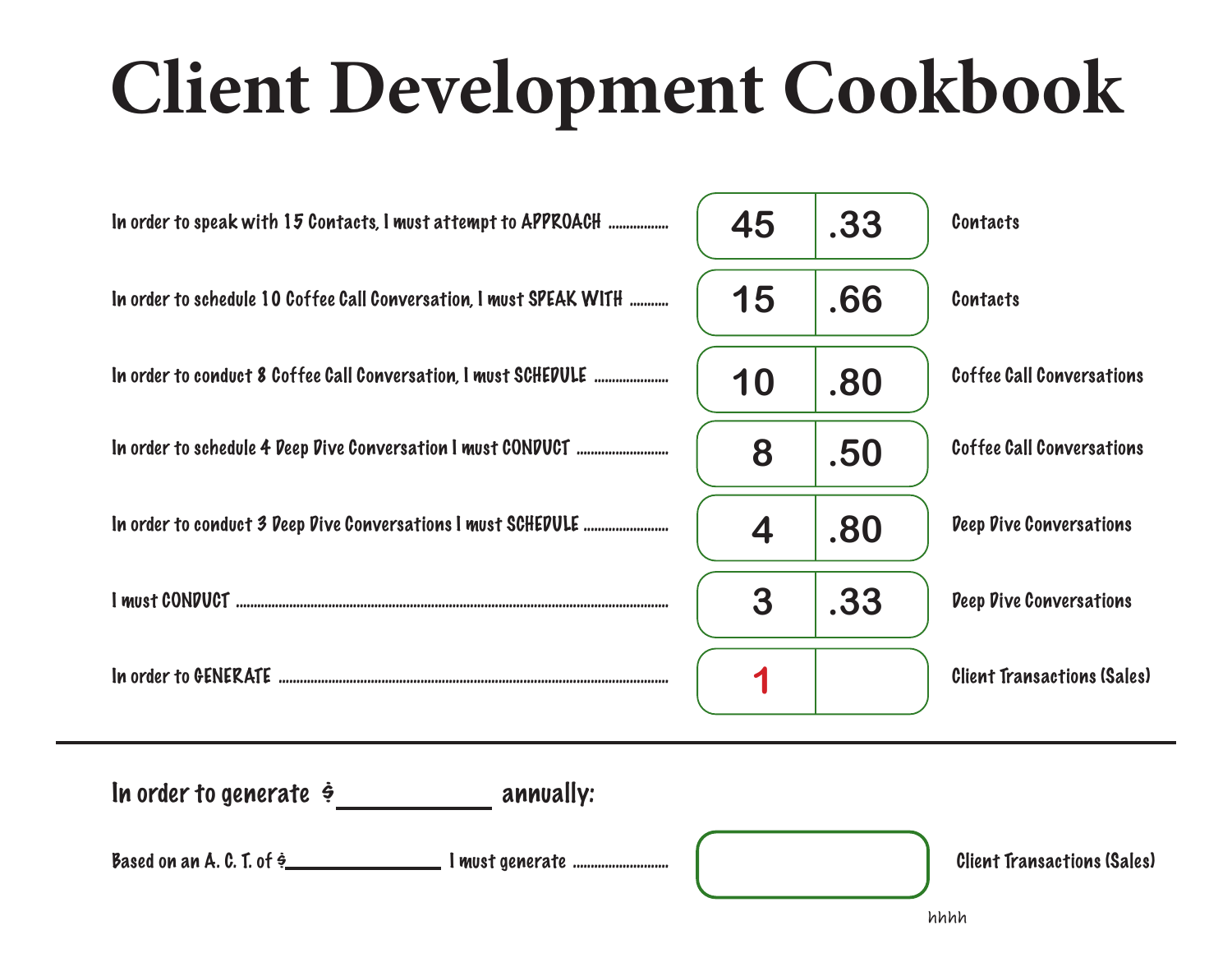# Client Development Cookbook

| Statement | Number | Ratio | Unit |
|---|---|---|---|
| In order to speak with 15 Contacts, I must attempt to APPROACH | 45 | .33 | Contacts |
| In order to schedule 10 Coffee Call Conversation, I must SPEAK WITH | 15 | .66 | Contacts |
| In order to conduct 8 Coffee Call Conversation, I must SCHEDULE | 10 | .80 | Coffee Call Conversations |
| In order to schedule 4 Deep Dive Conversation I must CONDUCT | 8 | .50 | Coffee Call Conversations |
| In order to conduct 3 Deep Dive Conversations I must SCHEDULE | 4 | .80 | Deep Dive Conversations |
| I must CONDUCT | 3 | .33 | Deep Dive Conversations |
| In order to GENERATE | 1 | | Client Transactions (Sales) |

---

In order to generate $__________ annually:

Based on an A. C. T. of $__________ I must generate ______ Client Transactions (Sales)

hhhh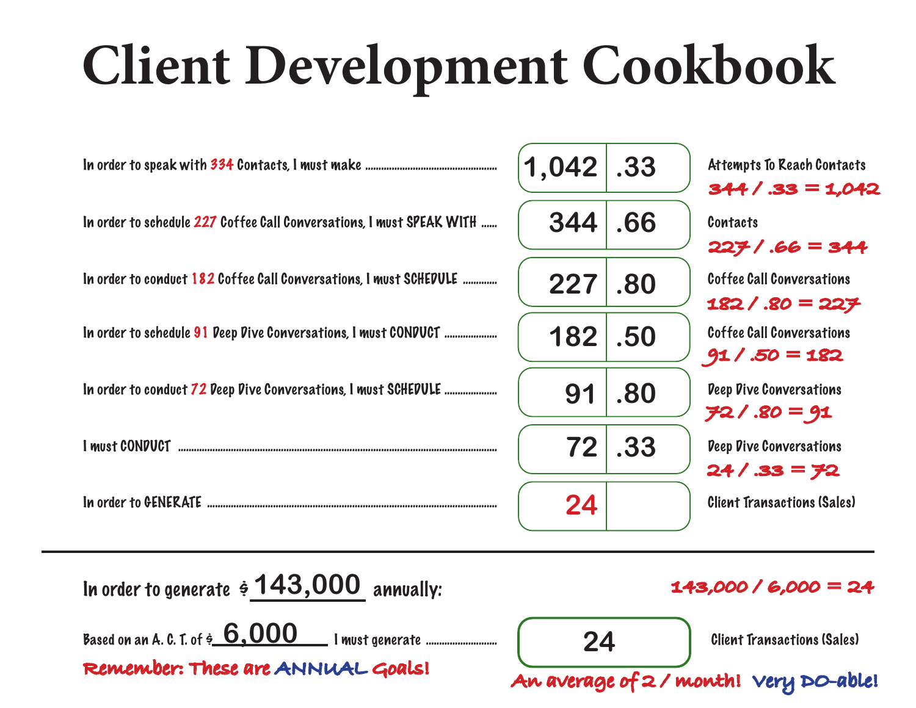# Client Development Cookbook

| Statement | Number | Rate | Item | Calculation |
|---|---|---|---|---|
| In order to speak with 334 Contacts, I must make | 1,042 | .33 | Attempts To Reach Contacts | 344 / .33 = 1,042 |
| In order to schedule 227 Coffee Call Conversations, I must SPEAK WITH | 344 | .66 | Contacts | 227 / .66 = 344 |
| In order to conduct 182 Coffee Call Conversations, I must SCHEDULE | 227 | .80 | Coffee Call Conversations | 182 / .80 = 227 |
| In order to schedule 91 Deep Dive Conversations, I must CONDUCT | 182 | .50 | Coffee Call Conversations | 91 / .50 = 182 |
| In order to conduct 72 Deep Dive Conversations, I must SCHEDULE | 91 | .80 | Deep Dive Conversations | 72 / .80 = 91 |
| I must CONDUCT | 72 | .33 | Deep Dive Conversations | 24 / .33 = 72 |
| In order to GENERATE | 24 | | Client Transactions (Sales) | |

---

In order to generate $ 143,000 annually:

143,000 / 6,000 = 24

Based on an A. C. T. of $ 6,000 I must generate **24** Client Transactions (Sales)

Remember: These are ANNUAL Goals!

An average of 2 / month! Very DO-able!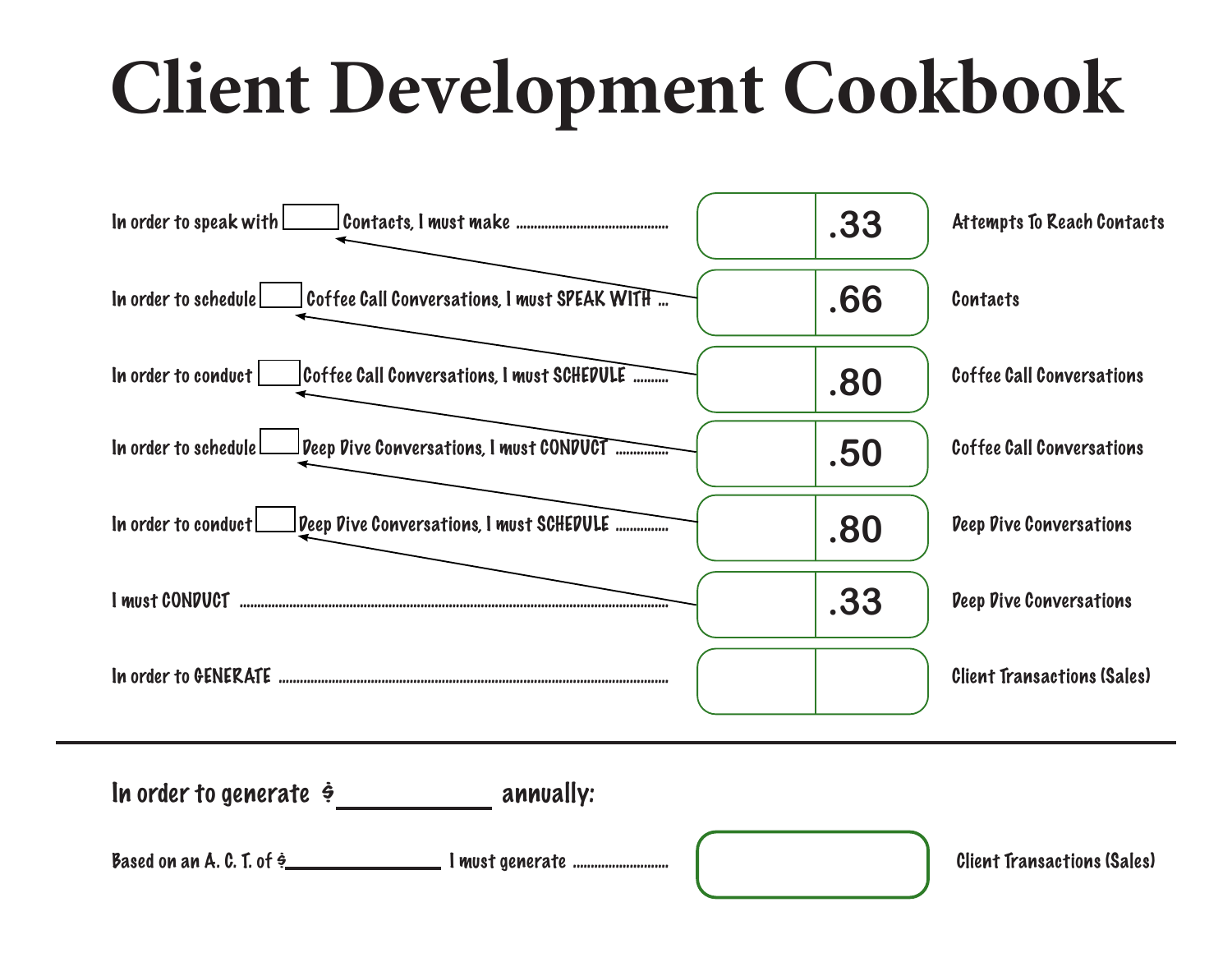# Client Development Cookbook

| | | | |
|---|---|---|---|
| In order to speak with ____ Contacts, I must make ........ | | .33 | Attempts To Reach Contacts |
| In order to schedule ____ Coffee Call Conversations, I must SPEAK WITH ... | | .66 | Contacts |
| In order to conduct ____ Coffee Call Conversations, I must SCHEDULE ........ | | .80 | Coffee Call Conversations |
| In order to schedule ____ Deep Dive Conversations, I must CONDUCT ........ | | .50 | Coffee Call Conversations |
| In order to conduct ____ Deep Dive Conversations, I must SCHEDULE ........ | | .80 | Deep Dive Conversations |
| I must CONDUCT ........ | | .33 | Deep Dive Conversations |
| In order to GENERATE ........ | | | Client Transactions (Sales) |

---

In order to generate $________ annually:

Based on an A. C. T. of $________ I must generate ........ [ ] Client Transactions (Sales)